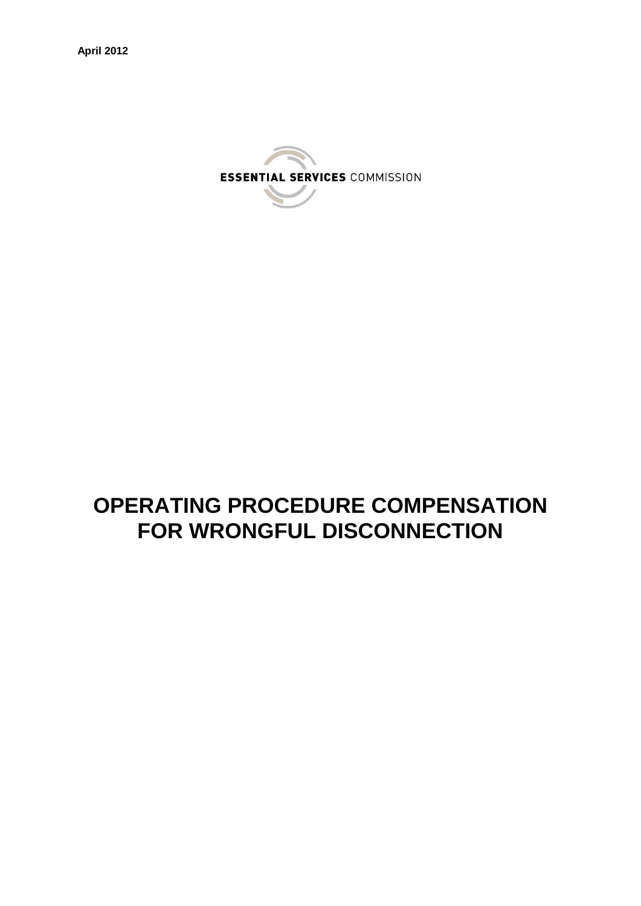**April 2012**

ESSENTIAL SERVICES COMMISSION

# OPERATING PROCEDURE COMPENSATION FOR WRONGFUL DISCONNECTION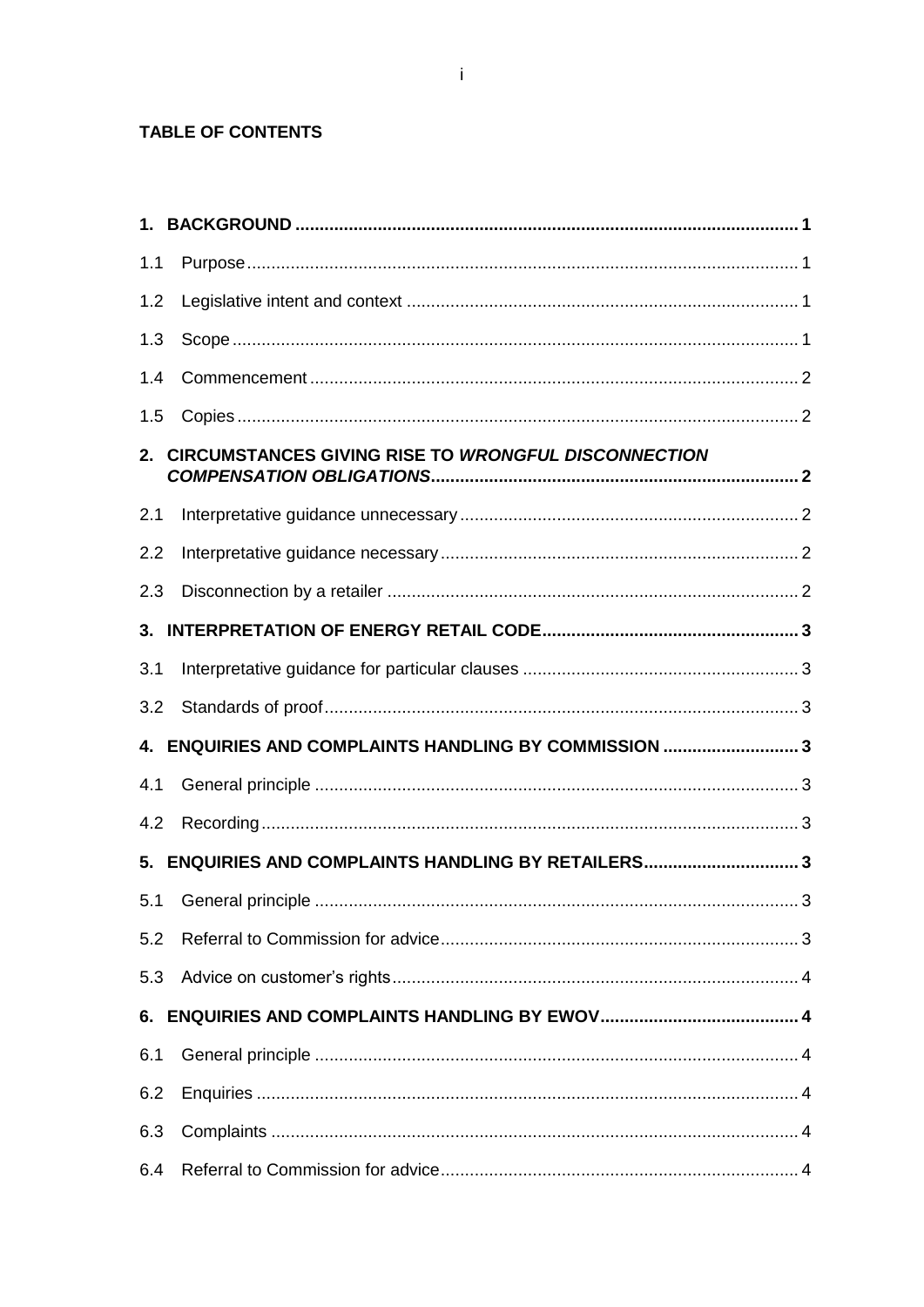**TABLE OF CONTENTS**

**1. BACKGROUND ........................................................................................................ 1**

1.1 Purpose ................................................................................................................. 1

1.2 Legislative intent and context ................................................................................ 1

1.3 Scope .................................................................................................................... 1

1.4 Commencement .................................................................................................... 2

1.5 Copies ................................................................................................................... 2

**2. CIRCUMSTANCES GIVING RISE TO *WRONGFUL DISCONNECTION COMPENSATION OBLIGATIONS* ........................................................................... 2**

2.1 Interpretative guidance unnecessary ..................................................................... 2

2.2 Interpretative guidance necessary ......................................................................... 2

2.3 Disconnection by a retailer .................................................................................... 2

**3. INTERPRETATION OF ENERGY RETAIL CODE ..................................................... 3**

3.1 Interpretative guidance for particular clauses ........................................................ 3

3.2 Standards of proof ................................................................................................. 3

**4. ENQUIRIES AND COMPLAINTS HANDLING BY COMMISSION ............................ 3**

4.1 General principle ................................................................................................... 3

4.2 Recording .............................................................................................................. 3

**5. ENQUIRIES AND COMPLAINTS HANDLING BY RETAILERS ................................ 3**

5.1 General principle ................................................................................................... 3

5.2 Referral to Commission for advice ......................................................................... 3

5.3 Advice on customer's rights ................................................................................... 4

**6. ENQUIRIES AND COMPLAINTS HANDLING BY EWOV ......................................... 4**

6.1 General principle ................................................................................................... 4

6.2 Enquiries ............................................................................................................... 4

6.3 Complaints ............................................................................................................ 4

6.4 Referral to Commission for advice ......................................................................... 4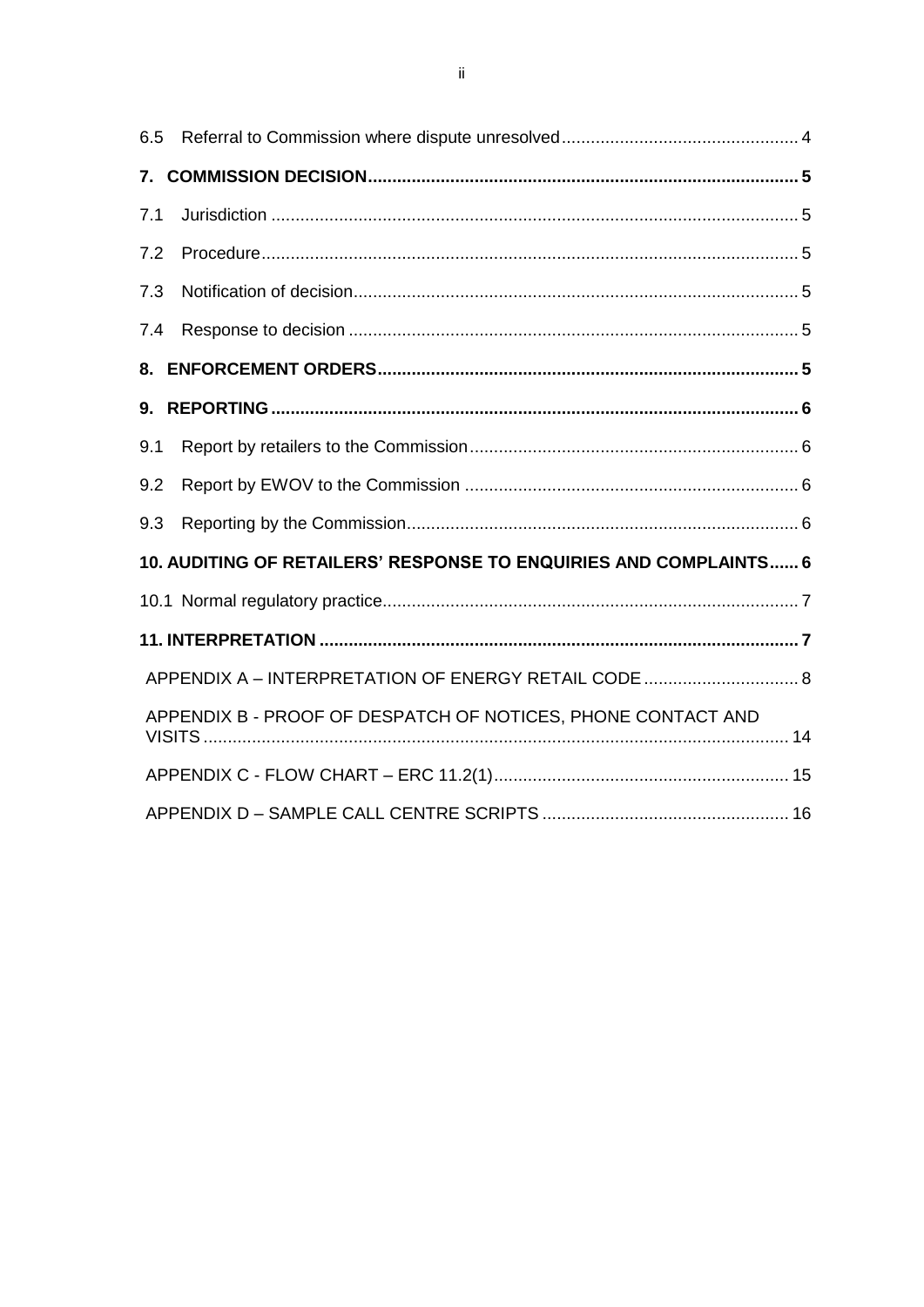6.5 Referral to Commission where dispute unresolved ... 4

**7. COMMISSION DECISION ... 5**

7.1 Jurisdiction ... 5

7.2 Procedure ... 5

7.3 Notification of decision ... 5

7.4 Response to decision ... 5

**8. ENFORCEMENT ORDERS ... 5**

**9. REPORTING ... 6**

9.1 Report by retailers to the Commission ... 6

9.2 Report by EWOV to the Commission ... 6

9.3 Reporting by the Commission ... 6

**10. AUDITING OF RETAILERS' RESPONSE TO ENQUIRIES AND COMPLAINTS ... 6**

10.1 Normal regulatory practice ... 7

**11. INTERPRETATION ... 7**

APPENDIX A – INTERPRETATION OF ENERGY RETAIL CODE ... 8

APPENDIX B - PROOF OF DESPATCH OF NOTICES, PHONE CONTACT AND VISITS ... 14

APPENDIX C - FLOW CHART – ERC 11.2(1) ... 15

APPENDIX D – SAMPLE CALL CENTRE SCRIPTS ... 16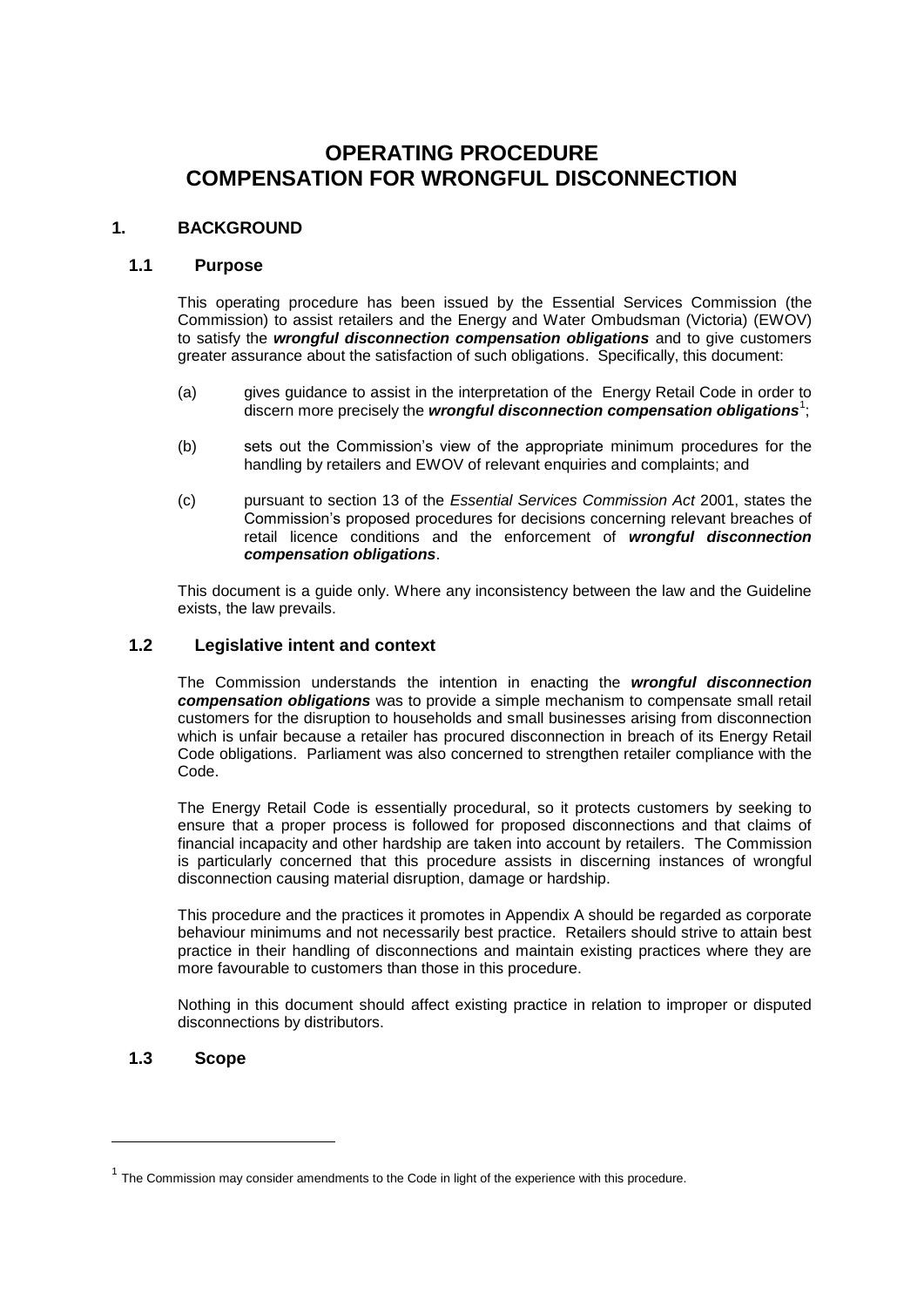# OPERATING PROCEDURE
# COMPENSATION FOR WRONGFUL DISCONNECTION

## 1. BACKGROUND

### 1.1 Purpose

This operating procedure has been issued by the Essential Services Commission (the Commission) to assist retailers and the Energy and Water Ombudsman (Victoria) (EWOV) to satisfy the ***wrongful disconnection compensation obligations*** and to give customers greater assurance about the satisfaction of such obligations. Specifically, this document:

(a) gives guidance to assist in the interpretation of the Energy Retail Code in order to discern more precisely the ***wrongful disconnection compensation obligations***[1];

(b) sets out the Commission's view of the appropriate minimum procedures for the handling by retailers and EWOV of relevant enquiries and complaints; and

(c) pursuant to section 13 of the *Essential Services Commission Act* 2001, states the Commission's proposed procedures for decisions concerning relevant breaches of retail licence conditions and the enforcement of ***wrongful disconnection compensation obligations***.

This document is a guide only. Where any inconsistency between the law and the Guideline exists, the law prevails.

### 1.2 Legislative intent and context

The Commission understands the intention in enacting the ***wrongful disconnection compensation obligations*** was to provide a simple mechanism to compensate small retail customers for the disruption to households and small businesses arising from disconnection which is unfair because a retailer has procured disconnection in breach of its Energy Retail Code obligations. Parliament was also concerned to strengthen retailer compliance with the Code.

The Energy Retail Code is essentially procedural, so it protects customers by seeking to ensure that a proper process is followed for proposed disconnections and that claims of financial incapacity and other hardship are taken into account by retailers. The Commission is particularly concerned that this procedure assists in discerning instances of wrongful disconnection causing material disruption, damage or hardship.

This procedure and the practices it promotes in Appendix A should be regarded as corporate behaviour minimums and not necessarily best practice. Retailers should strive to attain best practice in their handling of disconnections and maintain existing practices where they are more favourable to customers than those in this procedure.

Nothing in this document should affect existing practice in relation to improper or disputed disconnections by distributors.

### 1.3 Scope

[1] The Commission may consider amendments to the Code in light of the experience with this procedure.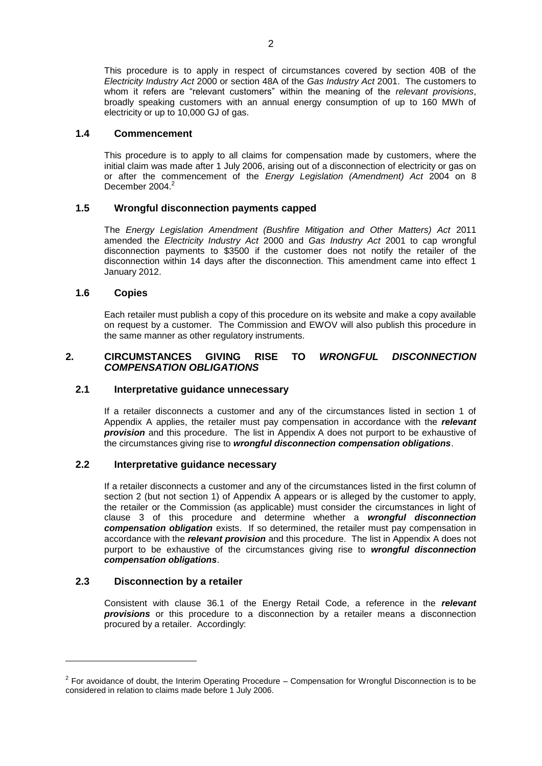This procedure is to apply in respect of circumstances covered by section 40B of the *Electricity Industry Act* 2000 or section 48A of the *Gas Industry Act* 2001. The customers to whom it refers are "relevant customers" within the meaning of the *relevant provisions*, broadly speaking customers with an annual energy consumption of up to 160 MWh of electricity or up to 10,000 GJ of gas.

### 1.4 Commencement

This procedure is to apply to all claims for compensation made by customers, where the initial claim was made after 1 July 2006, arising out of a disconnection of electricity or gas on or after the commencement of the *Energy Legislation (Amendment) Act* 2004 on 8 December 2004.[2]

### 1.5 Wrongful disconnection payments capped

The *Energy Legislation Amendment (Bushfire Mitigation and Other Matters) Act* 2011 amended the *Electricity Industry Act* 2000 and *Gas Industry Act* 2001 to cap wrongful disconnection payments to $3500 if the customer does not notify the retailer of the disconnection within 14 days after the disconnection. This amendment came into effect 1 January 2012.

### 1.6 Copies

Each retailer must publish a copy of this procedure on its website and make a copy available on request by a customer. The Commission and EWOV will also publish this procedure in the same manner as other regulatory instruments.

## 2. CIRCUMSTANCES GIVING RISE TO *WRONGFUL DISCONNECTION COMPENSATION OBLIGATIONS*

### 2.1 Interpretative guidance unnecessary

If a retailer disconnects a customer and any of the circumstances listed in section 1 of Appendix A applies, the retailer must pay compensation in accordance with the ***relevant provision*** and this procedure. The list in Appendix A does not purport to be exhaustive of the circumstances giving rise to ***wrongful disconnection compensation obligations***.

### 2.2 Interpretative guidance necessary

If a retailer disconnects a customer and any of the circumstances listed in the first column of section 2 (but not section 1) of Appendix A appears or is alleged by the customer to apply, the retailer or the Commission (as applicable) must consider the circumstances in light of clause 3 of this procedure and determine whether a ***wrongful disconnection compensation obligation*** exists. If so determined, the retailer must pay compensation in accordance with the ***relevant provision*** and this procedure. The list in Appendix A does not purport to be exhaustive of the circumstances giving rise to ***wrongful disconnection compensation obligations***.

### 2.3 Disconnection by a retailer

Consistent with clause 36.1 of the Energy Retail Code, a reference in the ***relevant provisions*** or this procedure to a disconnection by a retailer means a disconnection procured by a retailer. Accordingly:

[2] For avoidance of doubt, the Interim Operating Procedure – Compensation for Wrongful Disconnection is to be considered in relation to claims made before 1 July 2006.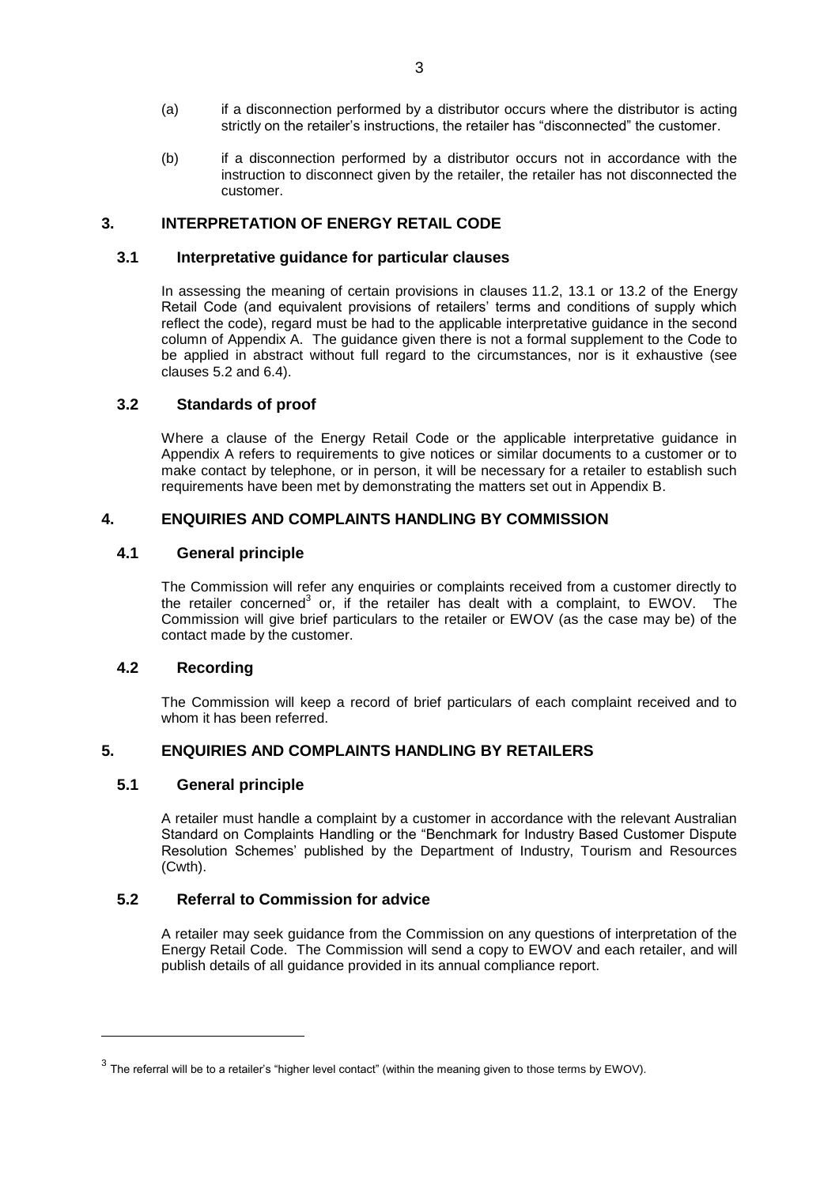(a) if a disconnection performed by a distributor occurs where the distributor is acting strictly on the retailer's instructions, the retailer has "disconnected" the customer.

(b) if a disconnection performed by a distributor occurs not in accordance with the instruction to disconnect given by the retailer, the retailer has not disconnected the customer.

## 3. INTERPRETATION OF ENERGY RETAIL CODE

### 3.1 Interpretative guidance for particular clauses

In assessing the meaning of certain provisions in clauses 11.2, 13.1 or 13.2 of the Energy Retail Code (and equivalent provisions of retailers' terms and conditions of supply which reflect the code), regard must be had to the applicable interpretative guidance in the second column of Appendix A. The guidance given there is not a formal supplement to the Code to be applied in abstract without full regard to the circumstances, nor is it exhaustive (see clauses 5.2 and 6.4).

### 3.2 Standards of proof

Where a clause of the Energy Retail Code or the applicable interpretative guidance in Appendix A refers to requirements to give notices or similar documents to a customer or to make contact by telephone, or in person, it will be necessary for a retailer to establish such requirements have been met by demonstrating the matters set out in Appendix B.

## 4. ENQUIRIES AND COMPLAINTS HANDLING BY COMMISSION

### 4.1 General principle

The Commission will refer any enquiries or complaints received from a customer directly to the retailer concerned[3] or, if the retailer has dealt with a complaint, to EWOV. The Commission will give brief particulars to the retailer or EWOV (as the case may be) of the contact made by the customer.

### 4.2 Recording

The Commission will keep a record of brief particulars of each complaint received and to whom it has been referred.

## 5. ENQUIRIES AND COMPLAINTS HANDLING BY RETAILERS

### 5.1 General principle

A retailer must handle a complaint by a customer in accordance with the relevant Australian Standard on Complaints Handling or the "Benchmark for Industry Based Customer Dispute Resolution Schemes' published by the Department of Industry, Tourism and Resources (Cwth).

### 5.2 Referral to Commission for advice

A retailer may seek guidance from the Commission on any questions of interpretation of the Energy Retail Code. The Commission will send a copy to EWOV and each retailer, and will publish details of all guidance provided in its annual compliance report.

---

[3] The referral will be to a retailer's "higher level contact" (within the meaning given to those terms by EWOV).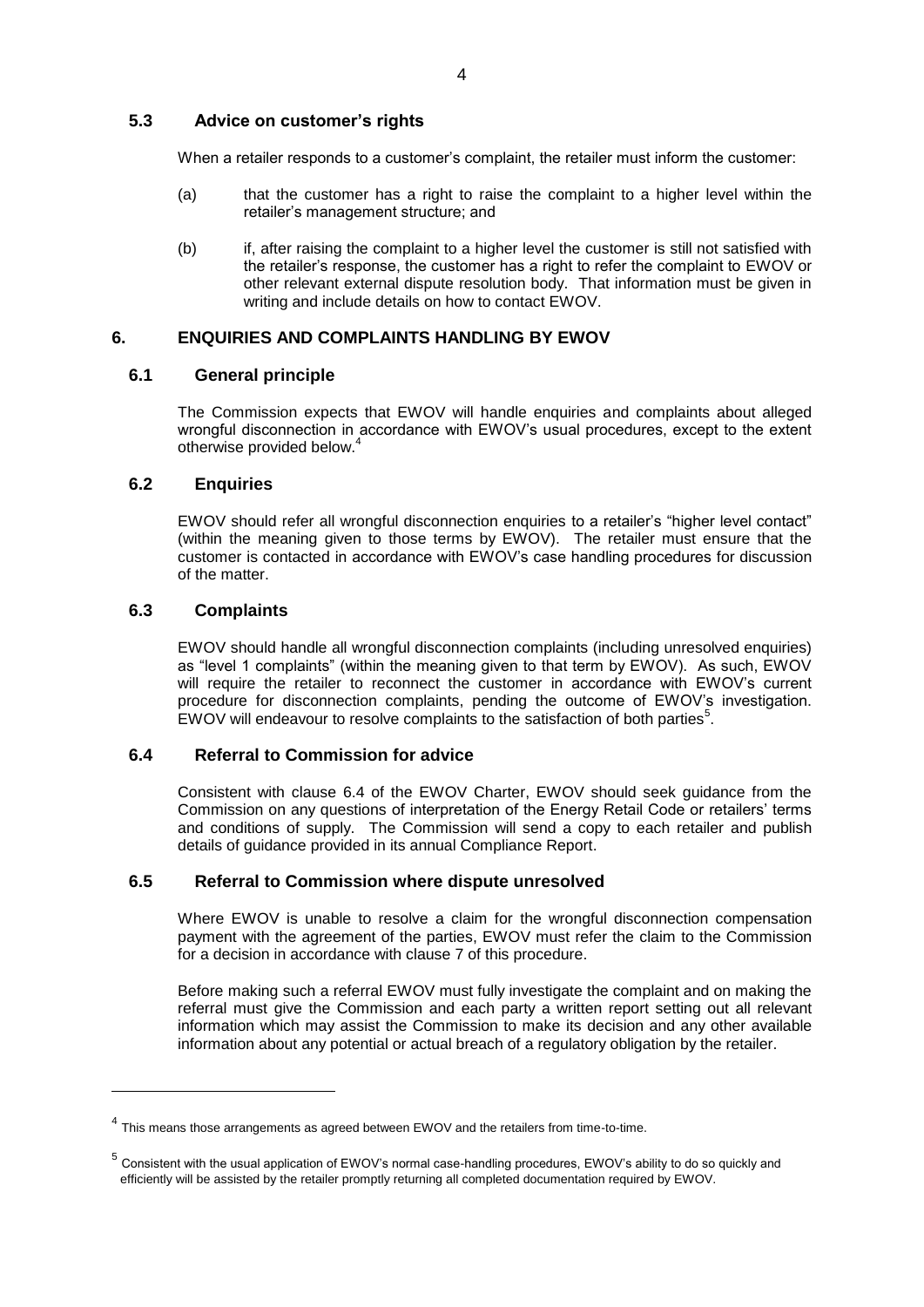### 5.3 Advice on customer's rights

When a retailer responds to a customer's complaint, the retailer must inform the customer:

(a) that the customer has a right to raise the complaint to a higher level within the retailer's management structure; and

(b) if, after raising the complaint to a higher level the customer is still not satisfied with the retailer's response, the customer has a right to refer the complaint to EWOV or other relevant external dispute resolution body. That information must be given in writing and include details on how to contact EWOV.

## 6. ENQUIRIES AND COMPLAINTS HANDLING BY EWOV

### 6.1 General principle

The Commission expects that EWOV will handle enquiries and complaints about alleged wrongful disconnection in accordance with EWOV's usual procedures, except to the extent otherwise provided below.[4]

### 6.2 Enquiries

EWOV should refer all wrongful disconnection enquiries to a retailer's "higher level contact" (within the meaning given to those terms by EWOV). The retailer must ensure that the customer is contacted in accordance with EWOV's case handling procedures for discussion of the matter.

### 6.3 Complaints

EWOV should handle all wrongful disconnection complaints (including unresolved enquiries) as "level 1 complaints" (within the meaning given to that term by EWOV). As such, EWOV will require the retailer to reconnect the customer in accordance with EWOV's current procedure for disconnection complaints, pending the outcome of EWOV's investigation. EWOV will endeavour to resolve complaints to the satisfaction of both parties[5].

### 6.4 Referral to Commission for advice

Consistent with clause 6.4 of the EWOV Charter, EWOV should seek guidance from the Commission on any questions of interpretation of the Energy Retail Code or retailers' terms and conditions of supply. The Commission will send a copy to each retailer and publish details of guidance provided in its annual Compliance Report.

### 6.5 Referral to Commission where dispute unresolved

Where EWOV is unable to resolve a claim for the wrongful disconnection compensation payment with the agreement of the parties, EWOV must refer the claim to the Commission for a decision in accordance with clause 7 of this procedure.

Before making such a referral EWOV must fully investigate the complaint and on making the referral must give the Commission and each party a written report setting out all relevant information which may assist the Commission to make its decision and any other available information about any potential or actual breach of a regulatory obligation by the retailer.

---

[4] This means those arrangements as agreed between EWOV and the retailers from time-to-time.

[5] Consistent with the usual application of EWOV's normal case-handling procedures, EWOV's ability to do so quickly and efficiently will be assisted by the retailer promptly returning all completed documentation required by EWOV.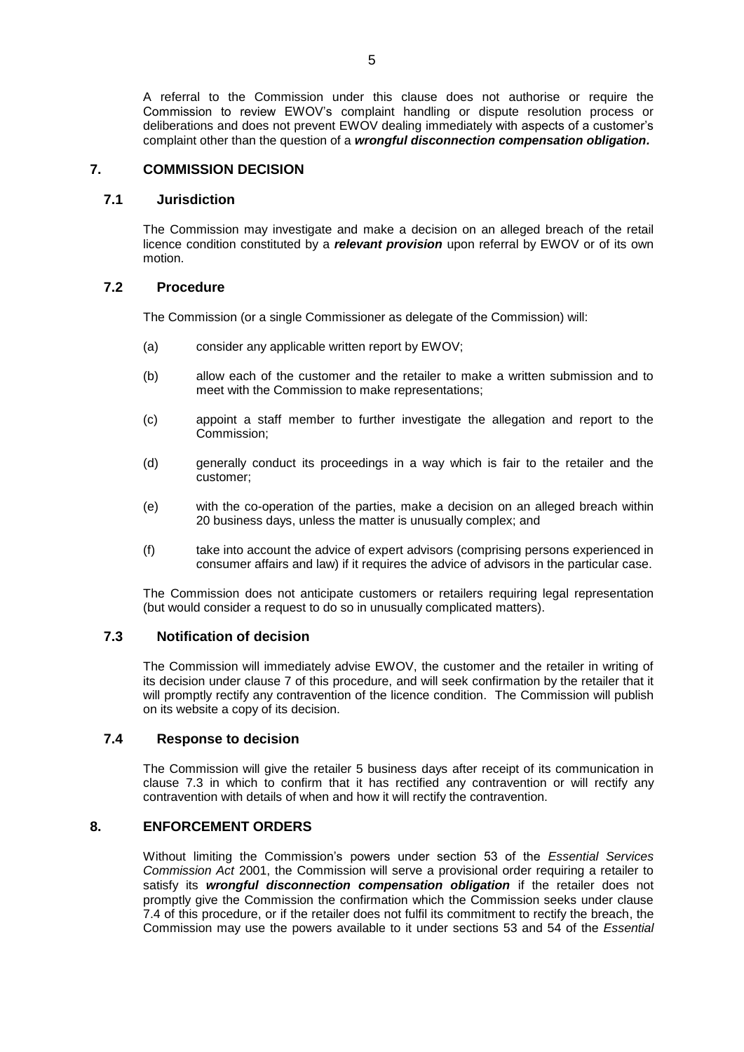A referral to the Commission under this clause does not authorise or require the Commission to review EWOV's complaint handling or dispute resolution process or deliberations and does not prevent EWOV dealing immediately with aspects of a customer's complaint other than the question of a ***wrongful disconnection compensation obligation.***

## 7. COMMISSION DECISION

### 7.1 Jurisdiction

The Commission may investigate and make a decision on an alleged breach of the retail licence condition constituted by a ***relevant provision*** upon referral by EWOV or of its own motion.

### 7.2 Procedure

The Commission (or a single Commissioner as delegate of the Commission) will:

(a) consider any applicable written report by EWOV;

(b) allow each of the customer and the retailer to make a written submission and to meet with the Commission to make representations;

(c) appoint a staff member to further investigate the allegation and report to the Commission;

(d) generally conduct its proceedings in a way which is fair to the retailer and the customer;

(e) with the co-operation of the parties, make a decision on an alleged breach within 20 business days, unless the matter is unusually complex; and

(f) take into account the advice of expert advisors (comprising persons experienced in consumer affairs and law) if it requires the advice of advisors in the particular case.

The Commission does not anticipate customers or retailers requiring legal representation (but would consider a request to do so in unusually complicated matters).

### 7.3 Notification of decision

The Commission will immediately advise EWOV, the customer and the retailer in writing of its decision under clause 7 of this procedure, and will seek confirmation by the retailer that it will promptly rectify any contravention of the licence condition. The Commission will publish on its website a copy of its decision.

### 7.4 Response to decision

The Commission will give the retailer 5 business days after receipt of its communication in clause 7.3 in which to confirm that it has rectified any contravention or will rectify any contravention with details of when and how it will rectify the contravention.

## 8. ENFORCEMENT ORDERS

Without limiting the Commission's powers under section 53 of the *Essential Services Commission Act* 2001, the Commission will serve a provisional order requiring a retailer to satisfy its ***wrongful disconnection compensation obligation*** if the retailer does not promptly give the Commission the confirmation which the Commission seeks under clause 7.4 of this procedure, or if the retailer does not fulfil its commitment to rectify the breach, the Commission may use the powers available to it under sections 53 and 54 of the *Essential*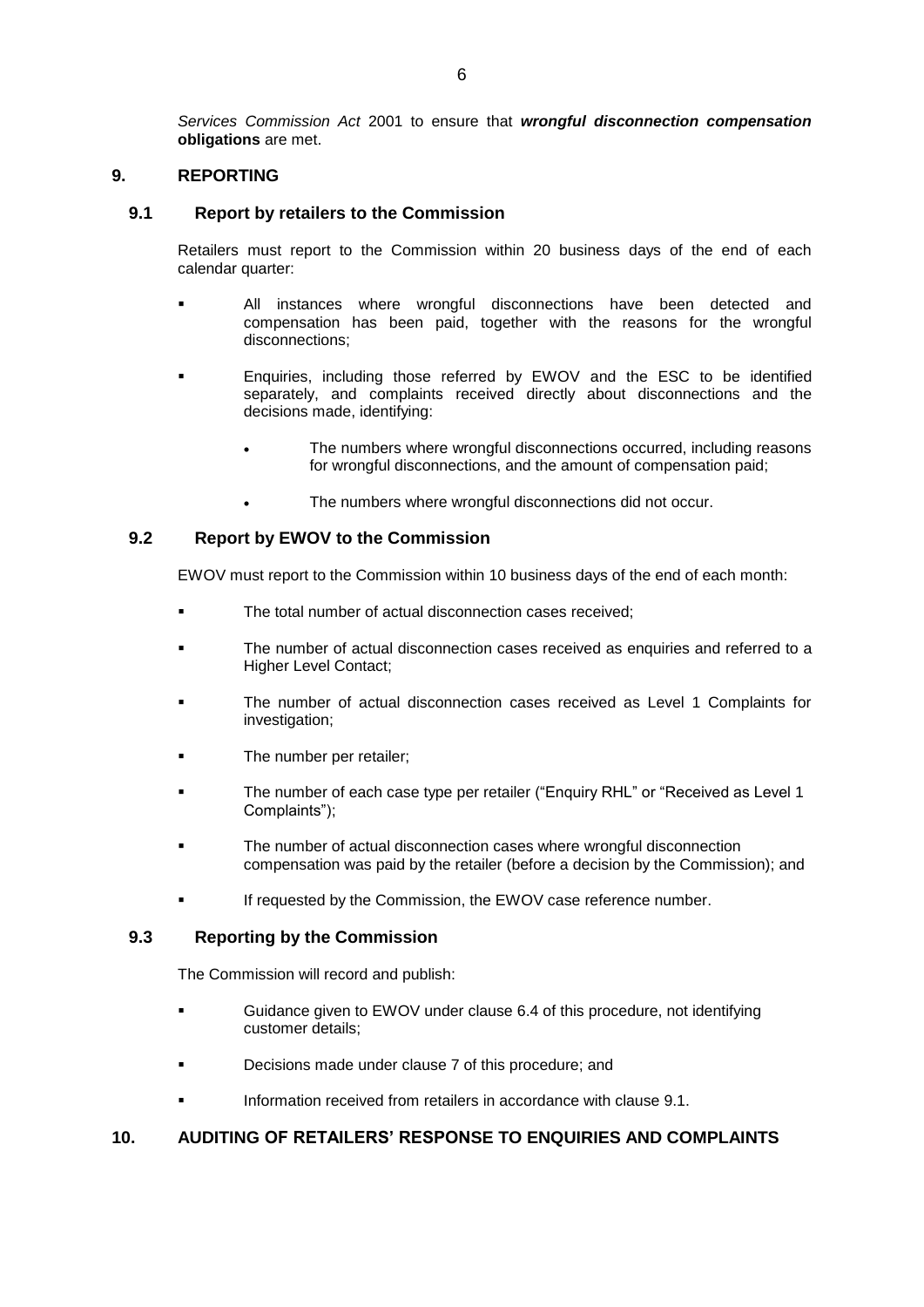*Services Commission Act* 2001 to ensure that ***wrongful disconnection compensation*** **obligations** are met.

## 9. REPORTING

### 9.1 Report by retailers to the Commission

Retailers must report to the Commission within 20 business days of the end of each calendar quarter:

- All instances where wrongful disconnections have been detected and compensation has been paid, together with the reasons for the wrongful disconnections;
- Enquiries, including those referred by EWOV and the ESC to be identified separately, and complaints received directly about disconnections and the decisions made, identifying:
  - The numbers where wrongful disconnections occurred, including reasons for wrongful disconnections, and the amount of compensation paid;
  - The numbers where wrongful disconnections did not occur.

### 9.2 Report by EWOV to the Commission

EWOV must report to the Commission within 10 business days of the end of each month:

- The total number of actual disconnection cases received;
- The number of actual disconnection cases received as enquiries and referred to a Higher Level Contact;
- The number of actual disconnection cases received as Level 1 Complaints for investigation;
- The number per retailer;
- The number of each case type per retailer ("Enquiry RHL" or "Received as Level 1 Complaints");
- The number of actual disconnection cases where wrongful disconnection compensation was paid by the retailer (before a decision by the Commission); and
- If requested by the Commission, the EWOV case reference number.

### 9.3 Reporting by the Commission

The Commission will record and publish:

- Guidance given to EWOV under clause 6.4 of this procedure, not identifying customer details;
- Decisions made under clause 7 of this procedure; and
- Information received from retailers in accordance with clause 9.1.

## 10. AUDITING OF RETAILERS' RESPONSE TO ENQUIRIES AND COMPLAINTS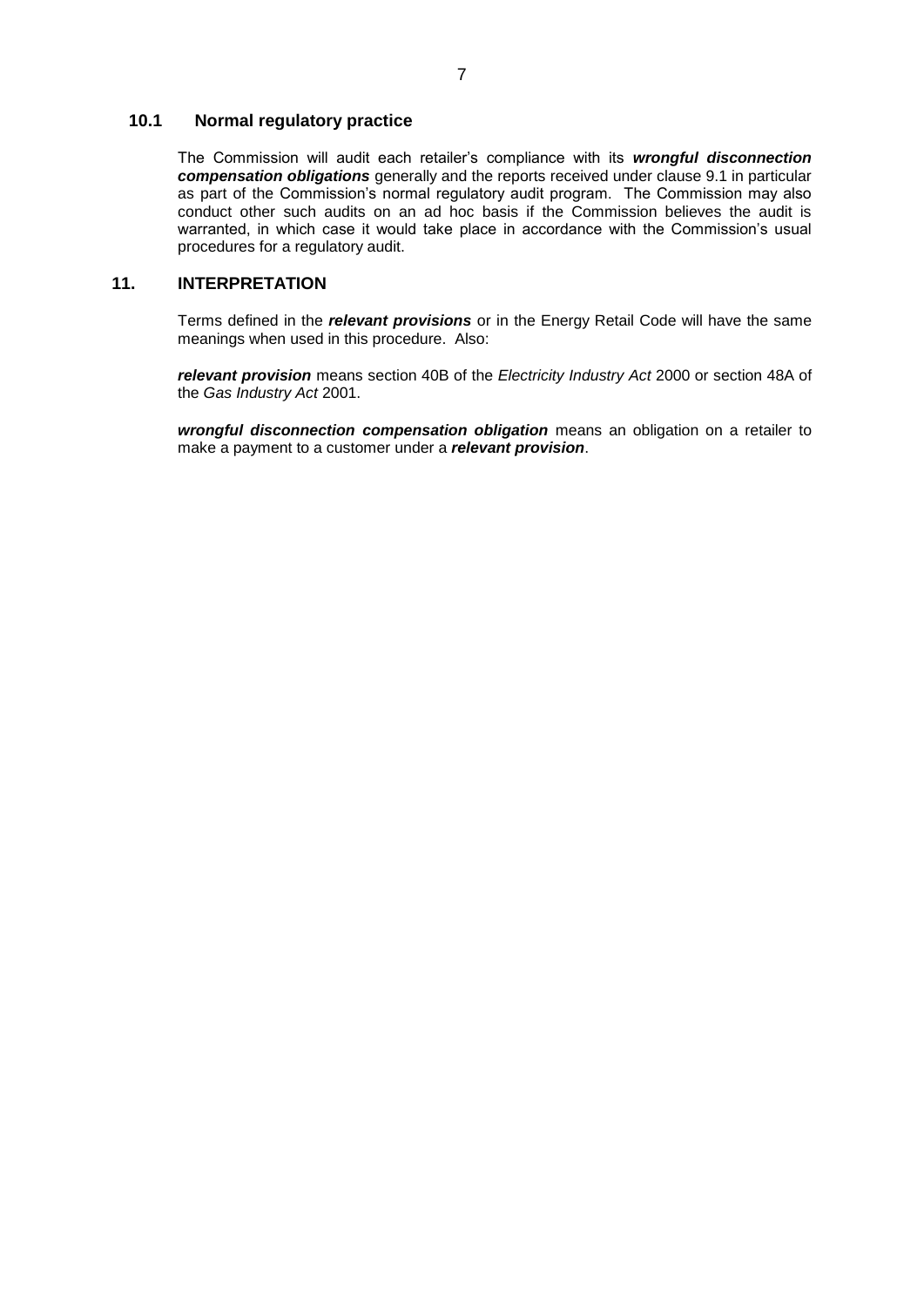### 10.1 Normal regulatory practice

The Commission will audit each retailer's compliance with its ***wrongful disconnection compensation obligations*** generally and the reports received under clause 9.1 in particular as part of the Commission's normal regulatory audit program. The Commission may also conduct other such audits on an ad hoc basis if the Commission believes the audit is warranted, in which case it would take place in accordance with the Commission's usual procedures for a regulatory audit.

## 11. INTERPRETATION

Terms defined in the ***relevant provisions*** or in the Energy Retail Code will have the same meanings when used in this procedure. Also:

***relevant provision*** means section 40B of the *Electricity Industry Act* 2000 or section 48A of the *Gas Industry Act* 2001.

***wrongful disconnection compensation obligation*** means an obligation on a retailer to make a payment to a customer under a ***relevant provision***.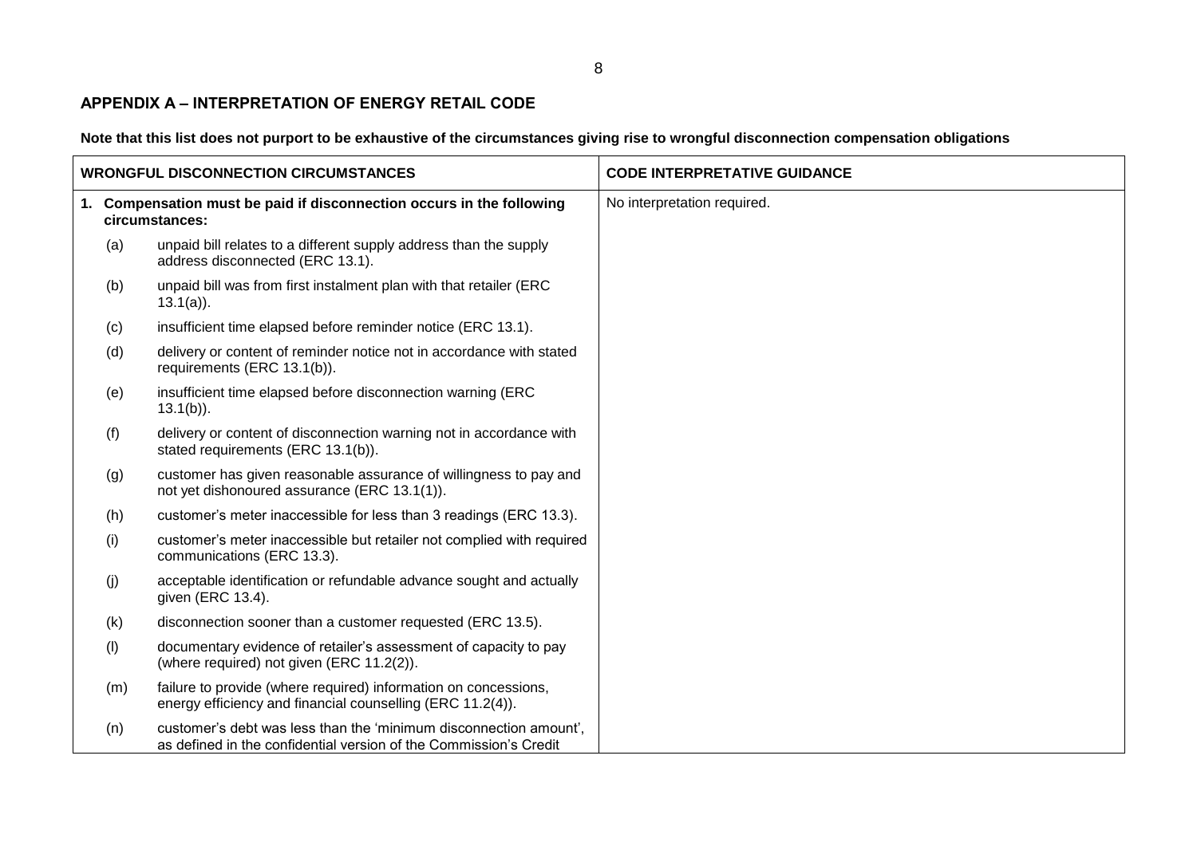## APPENDIX A – INTERPRETATION OF ENERGY RETAIL CODE

**Note that this list does not purport to be exhaustive of the circumstances giving rise to wrongful disconnection compensation obligations**

| WRONGFUL DISCONNECTION CIRCUMSTANCES | CODE INTERPRETATIVE GUIDANCE |
|---|---|
| **1. Compensation must be paid if disconnection occurs in the following circumstances:** | No interpretation required. |
| (a) unpaid bill relates to a different supply address than the supply address disconnected (ERC 13.1). | |
| (b) unpaid bill was from first instalment plan with that retailer (ERC 13.1(a)). | |
| (c) insufficient time elapsed before reminder notice (ERC 13.1). | |
| (d) delivery or content of reminder notice not in accordance with stated requirements (ERC 13.1(b)). | |
| (e) insufficient time elapsed before disconnection warning (ERC 13.1(b)). | |
| (f) delivery or content of disconnection warning not in accordance with stated requirements (ERC 13.1(b)). | |
| (g) customer has given reasonable assurance of willingness to pay and not yet dishonoured assurance (ERC 13.1(1)). | |
| (h) customer's meter inaccessible for less than 3 readings (ERC 13.3). | |
| (i) customer's meter inaccessible but retailer not complied with required communications (ERC 13.3). | |
| (j) acceptable identification or refundable advance sought and actually given (ERC 13.4). | |
| (k) disconnection sooner than a customer requested (ERC 13.5). | |
| (l) documentary evidence of retailer's assessment of capacity to pay (where required) not given (ERC 11.2(2)). | |
| (m) failure to provide (where required) information on concessions, energy efficiency and financial counselling (ERC 11.2(4)). | |
| (n) customer's debt was less than the 'minimum disconnection amount', as defined in the confidential version of the Commission's Credit | |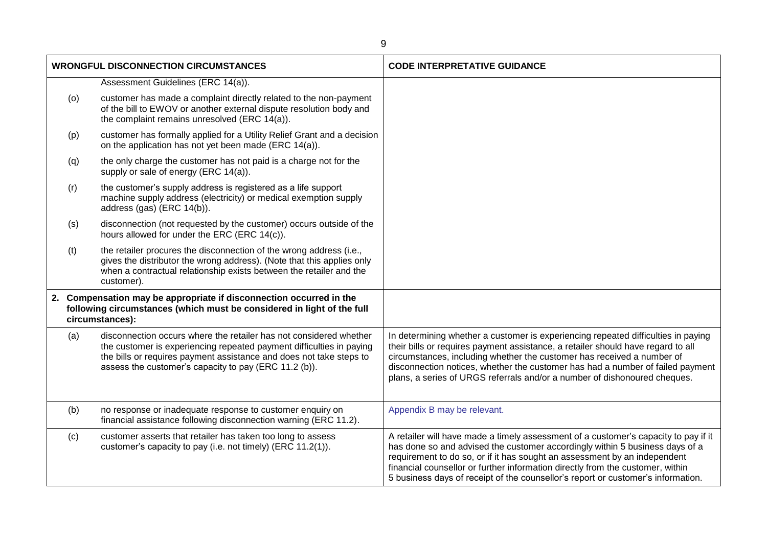| WRONGFUL DISCONNECTION CIRCUMSTANCES | | CODE INTERPRETATIVE GUIDANCE |
|---|---|---|
| | Assessment Guidelines (ERC 14(a)). | |
| (o) | customer has made a complaint directly related to the non-payment of the bill to EWOV or another external dispute resolution body and the complaint remains unresolved (ERC 14(a)). | |
| (p) | customer has formally applied for a Utility Relief Grant and a decision on the application has not yet been made (ERC 14(a)). | |
| (q) | the only charge the customer has not paid is a charge not for the supply or sale of energy (ERC 14(a)). | |
| (r) | the customer's supply address is registered as a life support machine supply address (electricity) or medical exemption supply address (gas) (ERC 14(b)). | |
| (s) | disconnection (not requested by the customer) occurs outside of the hours allowed for under the ERC (ERC 14(c)). | |
| (t) | the retailer procures the disconnection of the wrong address (i.e., gives the distributor the wrong address). (Note that this applies only when a contractual relationship exists between the retailer and the customer). | |
| **2.** | **Compensation may be appropriate if disconnection occurred in the following circumstances (which must be considered in light of the full circumstances):** | |
| (a) | disconnection occurs where the retailer has not considered whether the customer is experiencing repeated payment difficulties in paying the bills or requires payment assistance and does not take steps to assess the customer's capacity to pay (ERC 11.2 (b)). | In determining whether a customer is experiencing repeated difficulties in paying their bills or requires payment assistance, a retailer should have regard to all circumstances, including whether the customer has received a number of disconnection notices, whether the customer has had a number of failed payment plans, a series of URGS referrals and/or a number of dishonoured cheques. |
| (b) | no response or inadequate response to customer enquiry on financial assistance following disconnection warning (ERC 11.2). | Appendix B may be relevant. |
| (c) | customer asserts that retailer has taken too long to assess customer's capacity to pay (i.e. not timely) (ERC 11.2(1)). | A retailer will have made a timely assessment of a customer's capacity to pay if it has done so and advised the customer accordingly within 5 business days of a requirement to do so, or if it has sought an assessment by an independent financial counsellor or further information directly from the customer, within 5 business days of receipt of the counsellor's report or customer's information. |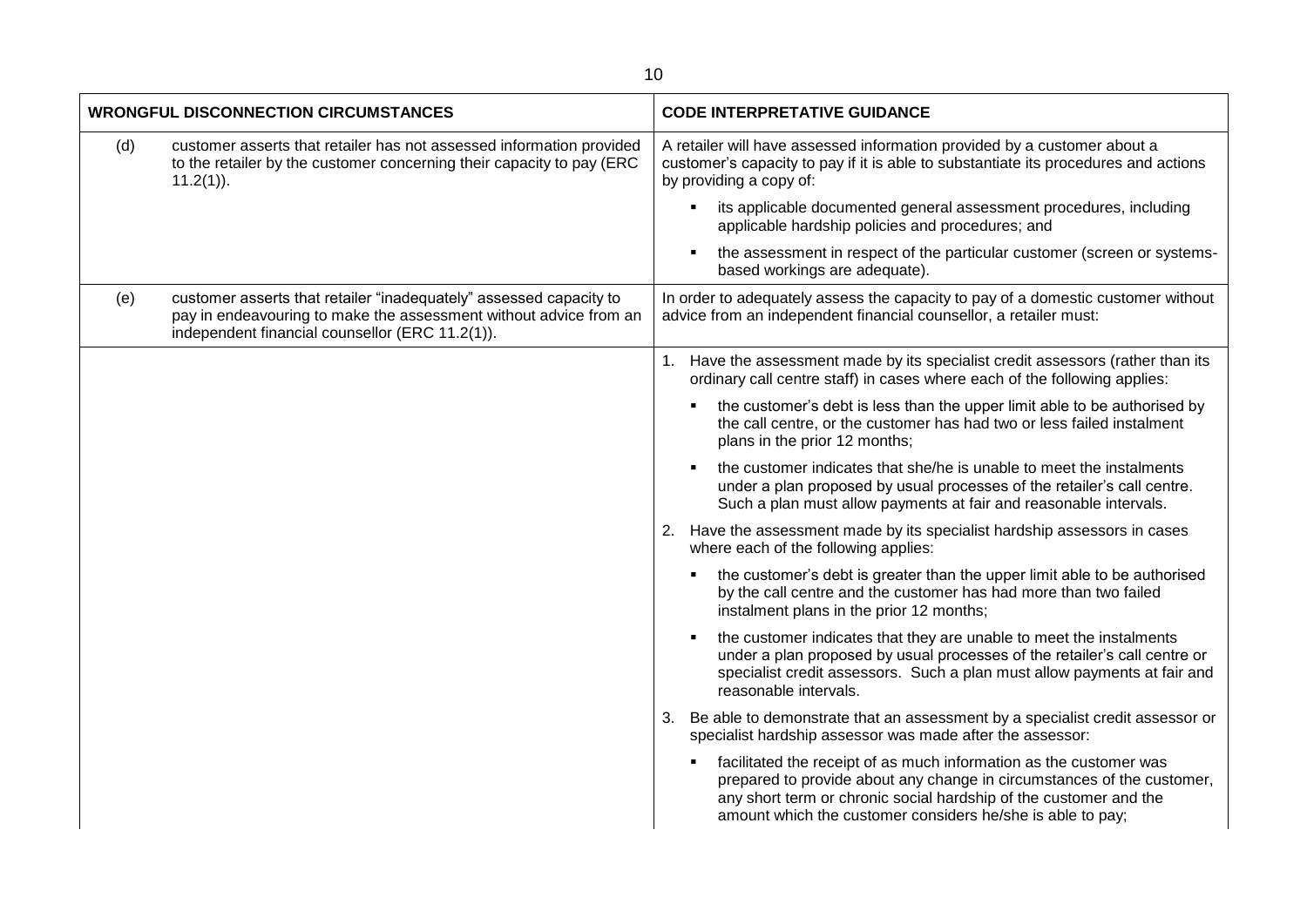| WRONGFUL DISCONNECTION CIRCUMSTANCES | | CODE INTERPRETATIVE GUIDANCE |
|---|---|---|
| (d) | customer asserts that retailer has not assessed information provided to the retailer by the customer concerning their capacity to pay (ERC 11.2(1)). | A retailer will have assessed information provided by a customer about a customer's capacity to pay if it is able to substantiate its procedures and actions by providing a copy of:<br>▪ its applicable documented general assessment procedures, including applicable hardship policies and procedures; and<br>▪ the assessment in respect of the particular customer (screen or systems-based workings are adequate). |
| (e) | customer asserts that retailer "inadequately" assessed capacity to pay in endeavouring to make the assessment without advice from an independent financial counsellor (ERC 11.2(1)). | In order to adequately assess the capacity to pay of a domestic customer without advice from an independent financial counsellor, a retailer must: |
| | | 1. Have the assessment made by its specialist credit assessors (rather than its ordinary call centre staff) in cases where each of the following applies:<br>▪ the customer's debt is less than the upper limit able to be authorised by the call centre, or the customer has had two or less failed instalment plans in the prior 12 months;<br>▪ the customer indicates that she/he is unable to meet the instalments under a plan proposed by usual processes of the retailer's call centre. Such a plan must allow payments at fair and reasonable intervals.<br>2. Have the assessment made by its specialist hardship assessors in cases where each of the following applies:<br>▪ the customer's debt is greater than the upper limit able to be authorised by the call centre and the customer has had more than two failed instalment plans in the prior 12 months;<br>▪ the customer indicates that they are unable to meet the instalments under a plan proposed by usual processes of the retailer's call centre or specialist credit assessors. Such a plan must allow payments at fair and reasonable intervals.<br>3. Be able to demonstrate that an assessment by a specialist credit assessor or specialist hardship assessor was made after the assessor:<br>▪ facilitated the receipt of as much information as the customer was prepared to provide about any change in circumstances of the customer, any short term or chronic social hardship of the customer and the amount which the customer considers he/she is able to pay; |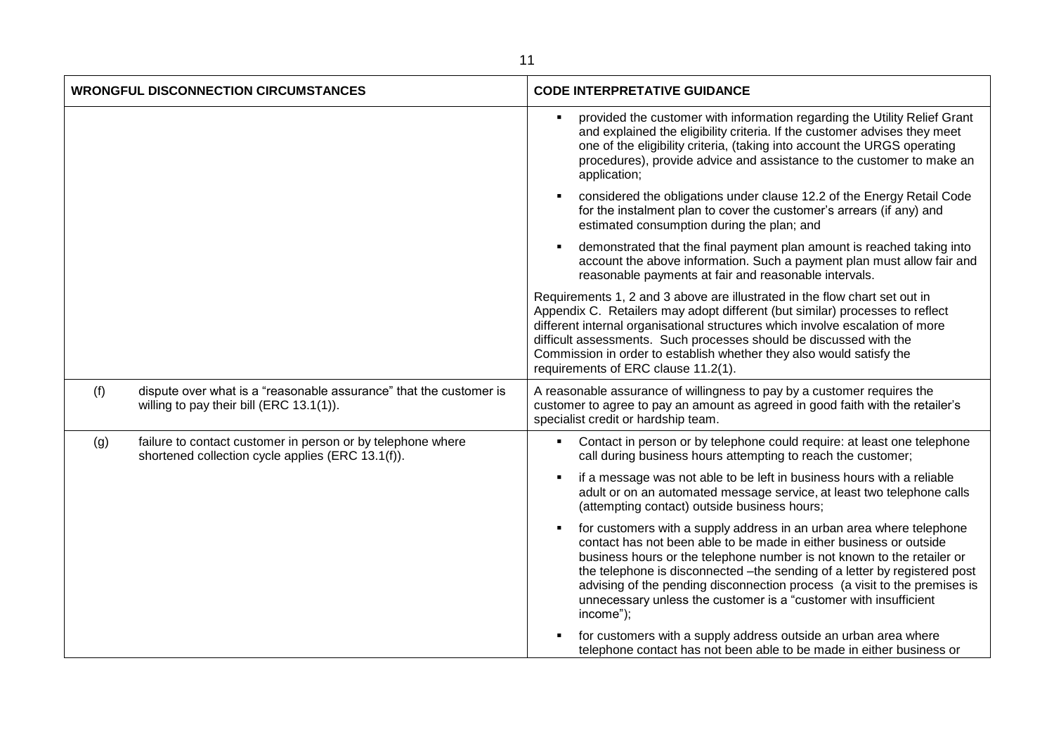| WRONGFUL DISCONNECTION CIRCUMSTANCES | CODE INTERPRETATIVE GUIDANCE |
|---|---|
| | ▪ provided the customer with information regarding the Utility Relief Grant and explained the eligibility criteria. If the customer advises they meet one of the eligibility criteria, (taking into account the URGS operating procedures), provide advice and assistance to the customer to make an application;<br><br>▪ considered the obligations under clause 12.2 of the Energy Retail Code for the instalment plan to cover the customer's arrears (if any) and estimated consumption during the plan; and<br><br>▪ demonstrated that the final payment plan amount is reached taking into account the above information. Such a payment plan must allow fair and reasonable payments at fair and reasonable intervals. |
| | Requirements 1, 2 and 3 above are illustrated in the flow chart set out in Appendix C. Retailers may adopt different (but similar) processes to reflect different internal organisational structures which involve escalation of more difficult assessments. Such processes should be discussed with the Commission in order to establish whether they also would satisfy the requirements of ERC clause 11.2(1). |
| (f) dispute over what is a "reasonable assurance" that the customer is willing to pay their bill (ERC 13.1(1)). | A reasonable assurance of willingness to pay by a customer requires the customer to agree to pay an amount as agreed in good faith with the retailer's specialist credit or hardship team. |
| (g) failure to contact customer in person or by telephone where shortened collection cycle applies (ERC 13.1(f)). | ▪ Contact in person or by telephone could require: at least one telephone call during business hours attempting to reach the customer;<br><br>▪ if a message was not able to be left in business hours with a reliable adult or on an automated message service, at least two telephone calls (attempting contact) outside business hours;<br><br>▪ for customers with a supply address in an urban area where telephone contact has not been able to be made in either business or outside business hours or the telephone number is not known to the retailer or the telephone is disconnected –the sending of a letter by registered post advising of the pending disconnection process (a visit to the premises is unnecessary unless the customer is a "customer with insufficient income");<br><br>▪ for customers with a supply address outside an urban area where telephone contact has not been able to be made in either business or |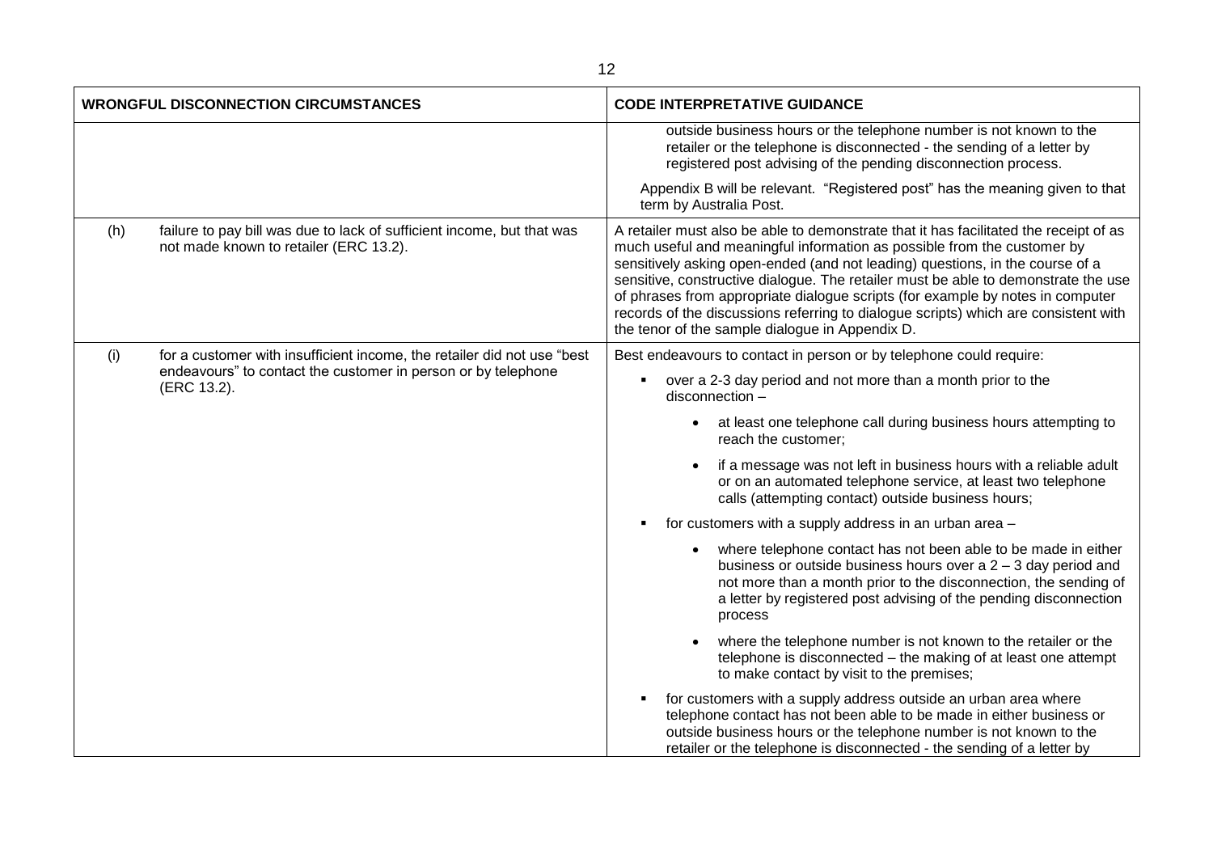| WRONGFUL DISCONNECTION CIRCUMSTANCES | CODE INTERPRETATIVE GUIDANCE |
|---|---|
| | outside business hours or the telephone number is not known to the retailer or the telephone is disconnected - the sending of a letter by registered post advising of the pending disconnection process.<br><br>Appendix B will be relevant. "Registered post" has the meaning given to that term by Australia Post. |
| (h) failure to pay bill was due to lack of sufficient income, but that was not made known to retailer (ERC 13.2). | A retailer must also be able to demonstrate that it has facilitated the receipt of as much useful and meaningful information as possible from the customer by sensitively asking open-ended (and not leading) questions, in the course of a sensitive, constructive dialogue. The retailer must be able to demonstrate the use of phrases from appropriate dialogue scripts (for example by notes in computer records of the discussions referring to dialogue scripts) which are consistent with the tenor of the sample dialogue in Appendix D. |
| (i) for a customer with insufficient income, the retailer did not use "best endeavours" to contact the customer in person or by telephone (ERC 13.2). | Best endeavours to contact in person or by telephone could require:<br><br>▪ over a 2-3 day period and not more than a month prior to the disconnection –<br>• at least one telephone call during business hours attempting to reach the customer;<br>• if a message was not left in business hours with a reliable adult or on an automated telephone service, at least two telephone calls (attempting contact) outside business hours;<br><br>▪ for customers with a supply address in an urban area –<br>• where telephone contact has not been able to be made in either business or outside business hours over a 2 – 3 day period and not more than a month prior to the disconnection, the sending of a letter by registered post advising of the pending disconnection process<br>• where the telephone number is not known to the retailer or the telephone is disconnected – the making of at least one attempt to make contact by visit to the premises;<br><br>▪ for customers with a supply address outside an urban area where telephone contact has not been able to be made in either business or outside business hours or the telephone number is not known to the retailer or the telephone is disconnected - the sending of a letter by |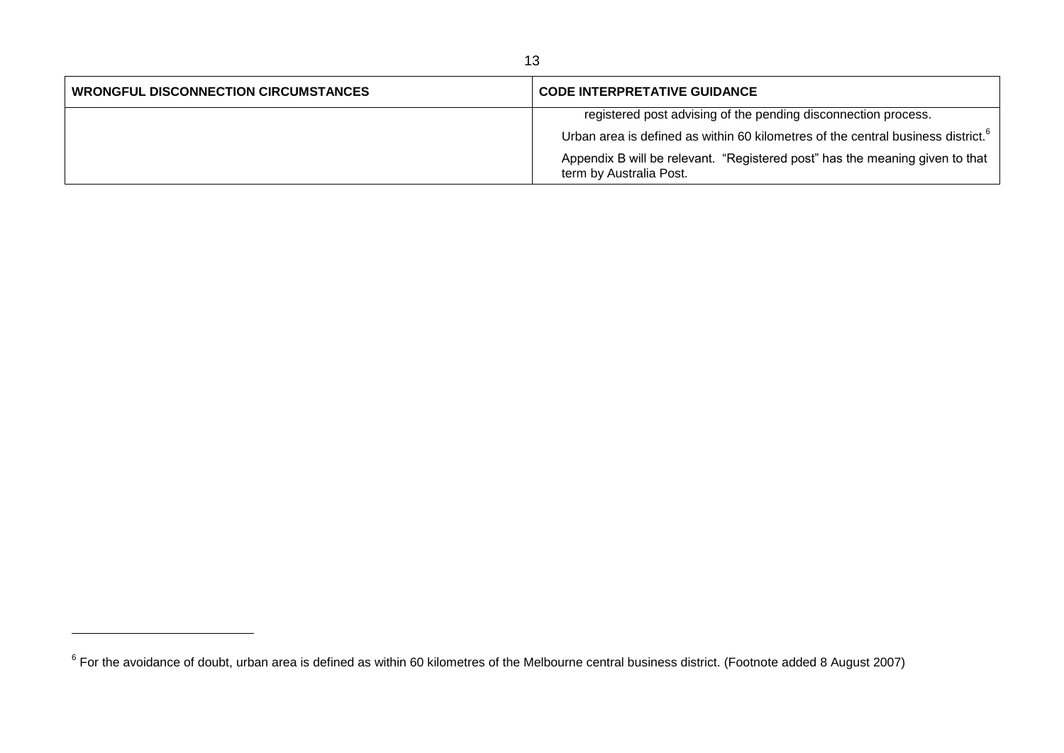| WRONGFUL DISCONNECTION CIRCUMSTANCES | CODE INTERPRETATIVE GUIDANCE |
| --- | --- |
| | registered post advising of the pending disconnection process.<br>Urban area is defined as within 60 kilometres of the central business district.[6]<br>Appendix B will be relevant. "Registered post" has the meaning given to that term by Australia Post. |

[6] For the avoidance of doubt, urban area is defined as within 60 kilometres of the Melbourne central business district. (Footnote added 8 August 2007)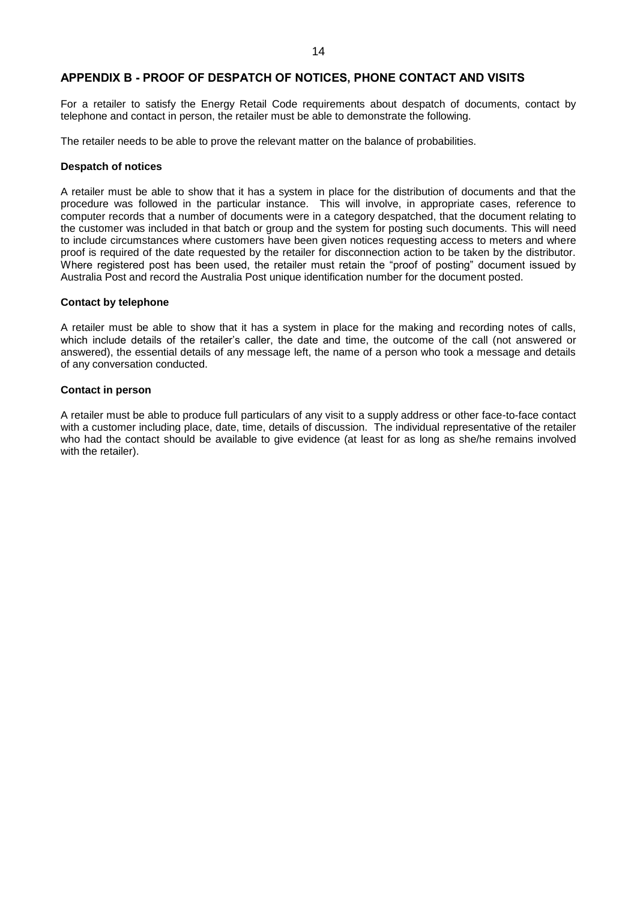## APPENDIX B - PROOF OF DESPATCH OF NOTICES, PHONE CONTACT AND VISITS

For a retailer to satisfy the Energy Retail Code requirements about despatch of documents, contact by telephone and contact in person, the retailer must be able to demonstrate the following.

The retailer needs to be able to prove the relevant matter on the balance of probabilities.

**Despatch of notices**

A retailer must be able to show that it has a system in place for the distribution of documents and that the procedure was followed in the particular instance. This will involve, in appropriate cases, reference to computer records that a number of documents were in a category despatched, that the document relating to the customer was included in that batch or group and the system for posting such documents. This will need to include circumstances where customers have been given notices requesting access to meters and where proof is required of the date requested by the retailer for disconnection action to be taken by the distributor. Where registered post has been used, the retailer must retain the "proof of posting" document issued by Australia Post and record the Australia Post unique identification number for the document posted.

**Contact by telephone**

A retailer must be able to show that it has a system in place for the making and recording notes of calls, which include details of the retailer's caller, the date and time, the outcome of the call (not answered or answered), the essential details of any message left, the name of a person who took a message and details of any conversation conducted.

**Contact in person**

A retailer must be able to produce full particulars of any visit to a supply address or other face-to-face contact with a customer including place, date, time, details of discussion. The individual representative of the retailer who had the contact should be available to give evidence (at least for as long as she/he remains involved with the retailer).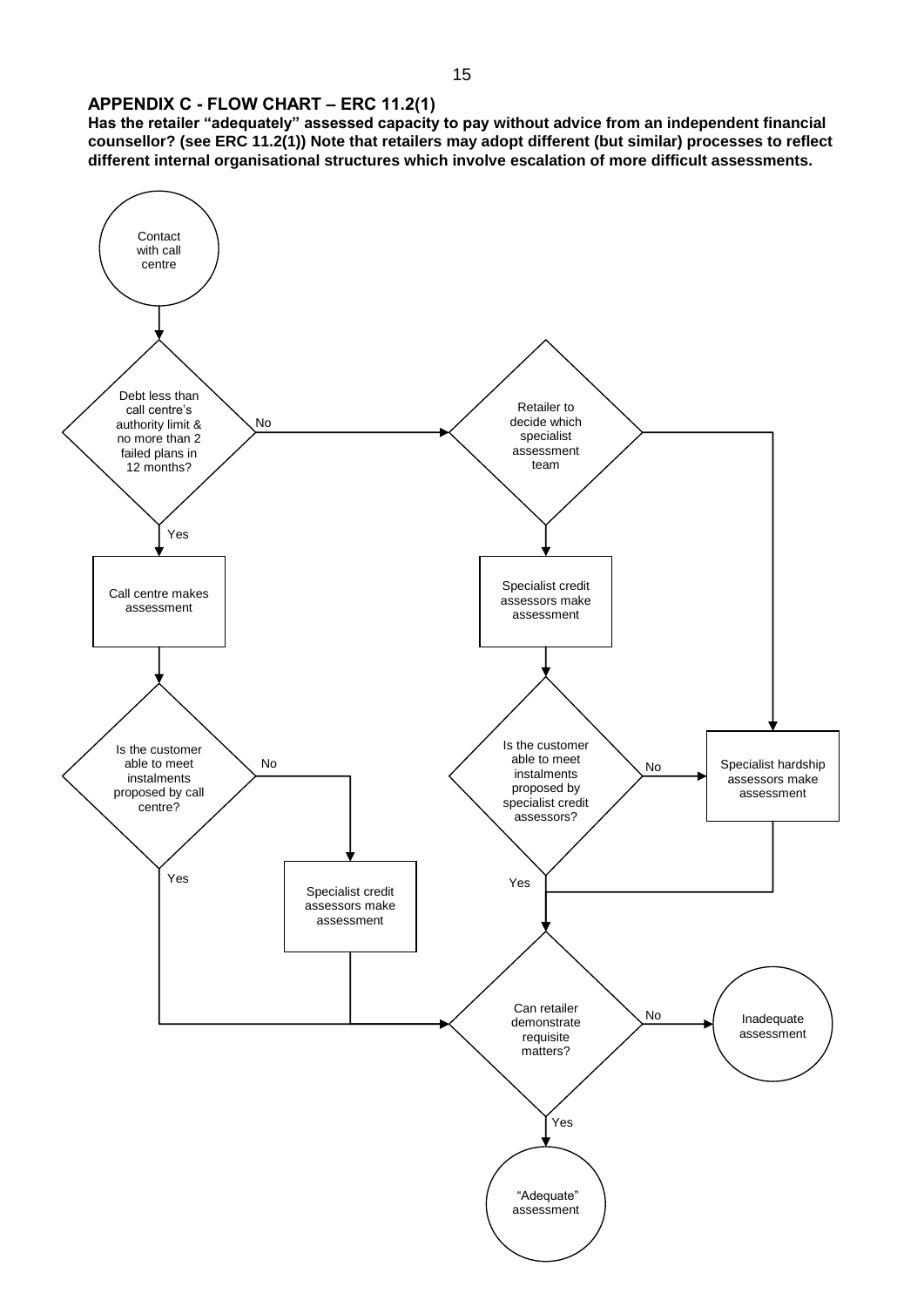## APPENDIX C - FLOW CHART – ERC 11.2(1)

**Has the retailer "adequately" assessed capacity to pay without advice from an independent financial counsellor? (see ERC 11.2(1)) Note that retailers may adopt different (but similar) processes to reflect different internal organisational structures which involve escalation of more difficult assessments.**

Contact with call centre

Debt less than call centre's authority limit & no more than 2 failed plans in 12 months?

No

Retailer to decide which specialist assessment team

Yes

Call centre makes assessment

Specialist credit assessors make assessment

Is the customer able to meet instalments proposed by call centre?

No

Is the customer able to meet instalments proposed by specialist credit assessors?

No

Specialist hardship assessors make assessment

Yes

Specialist credit assessors make assessment

Yes

Can retailer demonstrate requisite matters?

No

Inadequate assessment

Yes

"Adequate" assessment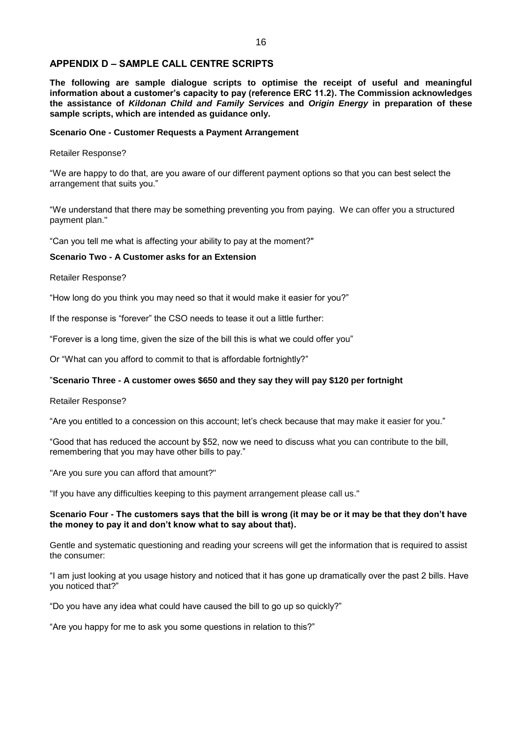## APPENDIX D – SAMPLE CALL CENTRE SCRIPTS

**The following are sample dialogue scripts to optimise the receipt of useful and meaningful information about a customer's capacity to pay (reference ERC 11.2). The Commission acknowledges the assistance of *Kildonan Child and Family Services* and *Origin Energy* in preparation of these sample scripts, which are intended as guidance only.**

**Scenario One - Customer Requests a Payment Arrangement**

Retailer Response?

"We are happy to do that, are you aware of our different payment options so that you can best select the arrangement that suits you."

"We understand that there may be something preventing you from paying. We can offer you a structured payment plan."

"Can you tell me what is affecting your ability to pay at the moment?"

**Scenario Two - A Customer asks for an Extension**

Retailer Response?

"How long do you think you may need so that it would make it easier for you?"

If the response is "forever" the CSO needs to tease it out a little further:

"Forever is a long time, given the size of the bill this is what we could offer you"

Or "What can you afford to commit to that is affordable fortnightly?"

"**Scenario Three - A customer owes $650 and they say they will pay $120 per fortnight**

Retailer Response?

"Are you entitled to a concession on this account; let's check because that may make it easier for you."

"Good that has reduced the account by $52, now we need to discuss what you can contribute to the bill, remembering that you may have other bills to pay."

"Are you sure you can afford that amount?"

"If you have any difficulties keeping to this payment arrangement please call us."

**Scenario Four - The customers says that the bill is wrong (it may be or it may be that they don't have the money to pay it and don't know what to say about that).**

Gentle and systematic questioning and reading your screens will get the information that is required to assist the consumer:

"I am just looking at you usage history and noticed that it has gone up dramatically over the past 2 bills. Have you noticed that?"

"Do you have any idea what could have caused the bill to go up so quickly?"

"Are you happy for me to ask you some questions in relation to this?"